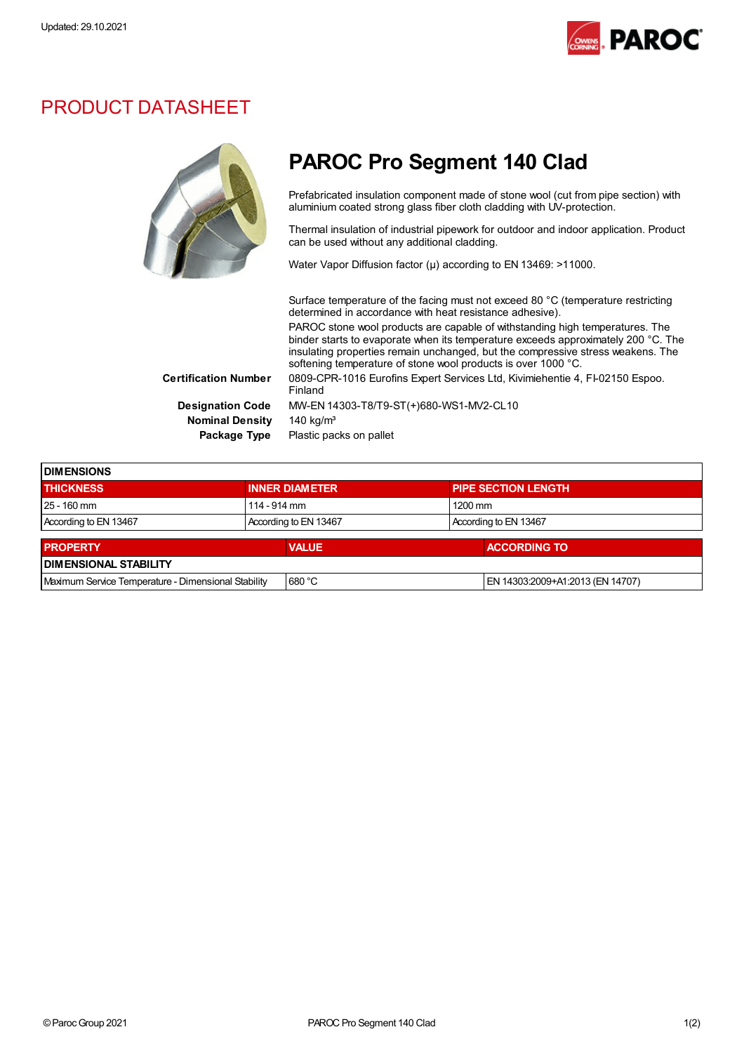Updated: 29.10.2021

# PRODUCT DATASHEET

## PAROC Pro Segment 140 Clad

Prefabricated insulation component made of stone wool (cut from pipe section) with aluminium coated strong glass fiber cloth cladding with UV-protection.

Thermal insulation of industrial pipework for outdoor and indoor application. Product can be used without any additional cladding.

Water Vapor Diffusion factor (μ) according to EN 13469: >11000.

Surface temperature of the facing must not exceed 80 °C (temperature restricting determined in accordance with heat resistance adhesive).

PAROC stone wool products are capable of withstanding high temperatures. The binder starts to evaporate when its temperature exceeds approximately 200 °C. The insulating properties remain unchanged, but the compressive stress weakens. The softening temperature of stone wool products is over 1000 °C.

**Certification Number** 0809-CPR-1016 Eurofins Expert Services Ltd, Kivimiehentie 4, FI-02150 Espoo. Finland

**Designation Code** MW-EN 14303-T8/T9-ST(+)680-WS1-MV2-CL10

**Nominal Density** 140 kg/m³

**Package Type** Plastic packs on pallet

| DIMENSIONS | | |
|---|---|---|
| THICKNESS | INNER DIAMETER | PIPE SECTION LENGTH |
| 25 - 160 mm | 114 - 914 mm | 1200 mm |
| According to EN 13467 | According to EN 13467 | According to EN 13467 |

| PROPERTY | VALUE | ACCORDING TO |
|---|---|---|
| **DIMENSIONAL STABILITY** | | |
| Maximum Service Temperature - Dimensional Stability | 680 °C | EN 14303:2009+A1:2013 (EN 14707) |

© Paroc Group 2021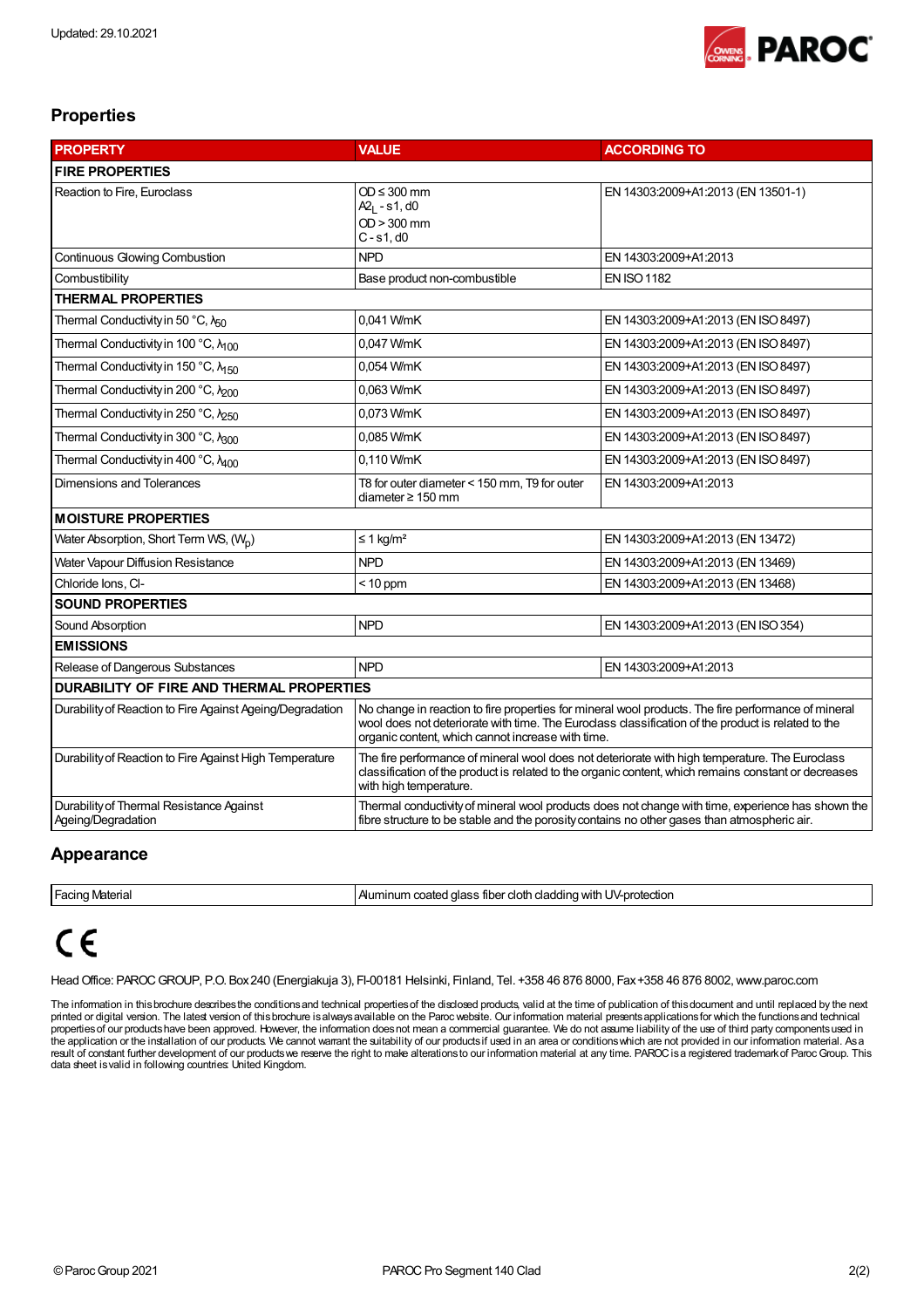Updated: 29.10.2021

## Properties

| PROPERTY | VALUE | ACCORDING TO |
|---|---|---|
| **FIRE PROPERTIES** | | |
| Reaction to Fire, Euroclass | OD ≤ 300 mm<br>$A2_L$ - s1, d0<br>OD > 300 mm<br>C - s1, d0 | EN 14303:2009+A1:2013 (EN 13501-1) |
| Continuous Glowing Combustion | NPD | EN 14303:2009+A1:2013 |
| Combustibility | Base product non-combustible | EN ISO 1182 |
| **THERMAL PROPERTIES** | | |
| Thermal Conductivity in 50 °C, $\lambda_{50}$ | 0,041 W/mK | EN 14303:2009+A1:2013 (EN ISO 8497) |
| Thermal Conductivity in 100 °C, $\lambda_{100}$ | 0,047 W/mK | EN 14303:2009+A1:2013 (EN ISO 8497) |
| Thermal Conductivity in 150 °C, $\lambda_{150}$ | 0,054 W/mK | EN 14303:2009+A1:2013 (EN ISO 8497) |
| Thermal Conductivity in 200 °C, $\lambda_{200}$ | 0,063 W/mK | EN 14303:2009+A1:2013 (EN ISO 8497) |
| Thermal Conductivity in 250 °C, $\lambda_{250}$ | 0,073 W/mK | EN 14303:2009+A1:2013 (EN ISO 8497) |
| Thermal Conductivity in 300 °C, $\lambda_{300}$ | 0,085 W/mK | EN 14303:2009+A1:2013 (EN ISO 8497) |
| Thermal Conductivity in 400 °C, $\lambda_{400}$ | 0,110 W/mK | EN 14303:2009+A1:2013 (EN ISO 8497) |
| Dimensions and Tolerances | T8 for outer diameter < 150 mm, T9 for outer diameter ≥ 150 mm | EN 14303:2009+A1:2013 |
| **MOISTURE PROPERTIES** | | |
| Water Absorption, Short Term WS, ($W_p$) | ≤ 1 kg/m² | EN 14303:2009+A1:2013 (EN 13472) |
| Water Vapour Diffusion Resistance | NPD | EN 14303:2009+A1:2013 (EN 13469) |
| Chloride Ions, Cl- | < 10 ppm | EN 14303:2009+A1:2013 (EN 13468) |
| **SOUND PROPERTIES** | | |
| Sound Absorption | NPD | EN 14303:2009+A1:2013 (EN ISO 354) |
| **EMISSIONS** | | |
| Release of Dangerous Substances | NPD | EN 14303:2009+A1:2013 |
| **DURABILITY OF FIRE AND THERMAL PROPERTIES** | | |
| Durability of Reaction to Fire Against Ageing/Degradation | No change in reaction to fire properties for mineral wool products. The fire performance of mineral wool does not deteriorate with time. The Euroclass classification of the product is related to the organic content, which cannot increase with time. | |
| Durability of Reaction to Fire Against High Temperature | The fire performance of mineral wool does not deteriorate with high temperature. The Euroclass classification of the product is related to the organic content, which remains constant or decreases with high temperature. | |
| Durability of Thermal Resistance Against Ageing/Degradation | Thermal conductivity of mineral wool products does not change with time, experience has shown the fibre structure to be stable and the porosity contains no other gases than atmospheric air. | |

## Appearance

| | |
|---|---|
| Facing Material | Aluminum coated glass fiber cloth cladding with UV-protection |

CE

Head Office: PAROC GROUP, P.O. Box 240 (Energiakuja 3), FI-00181 Helsinki, Finland, Tel. +358 46 876 8000, Fax +358 46 876 8002, www.paroc.com

The information in this brochure describes the conditions and technical properties of the disclosed products, valid at the time of publication of this document and until replaced by the next printed or digital version. The latest version of this brochure is always available on the Paroc website. Our information material presents applications for which the functions and technical properties of our products have been approved. However, the information does not mean a commercial guarantee. We do not assume liability of the use of third party components used in the application or the installation of our products. We cannot warrant the suitability of our products if used in an area or conditions which are not provided in our information material. As a result of constant further development of our products we reserve the right to make alterations to our information material at any time. PAROC is a registered trademark of Paroc Group. This data sheet is valid in following countries: United Kingdom.

© Paroc Group 2021 PAROC Pro Segment 140 Clad